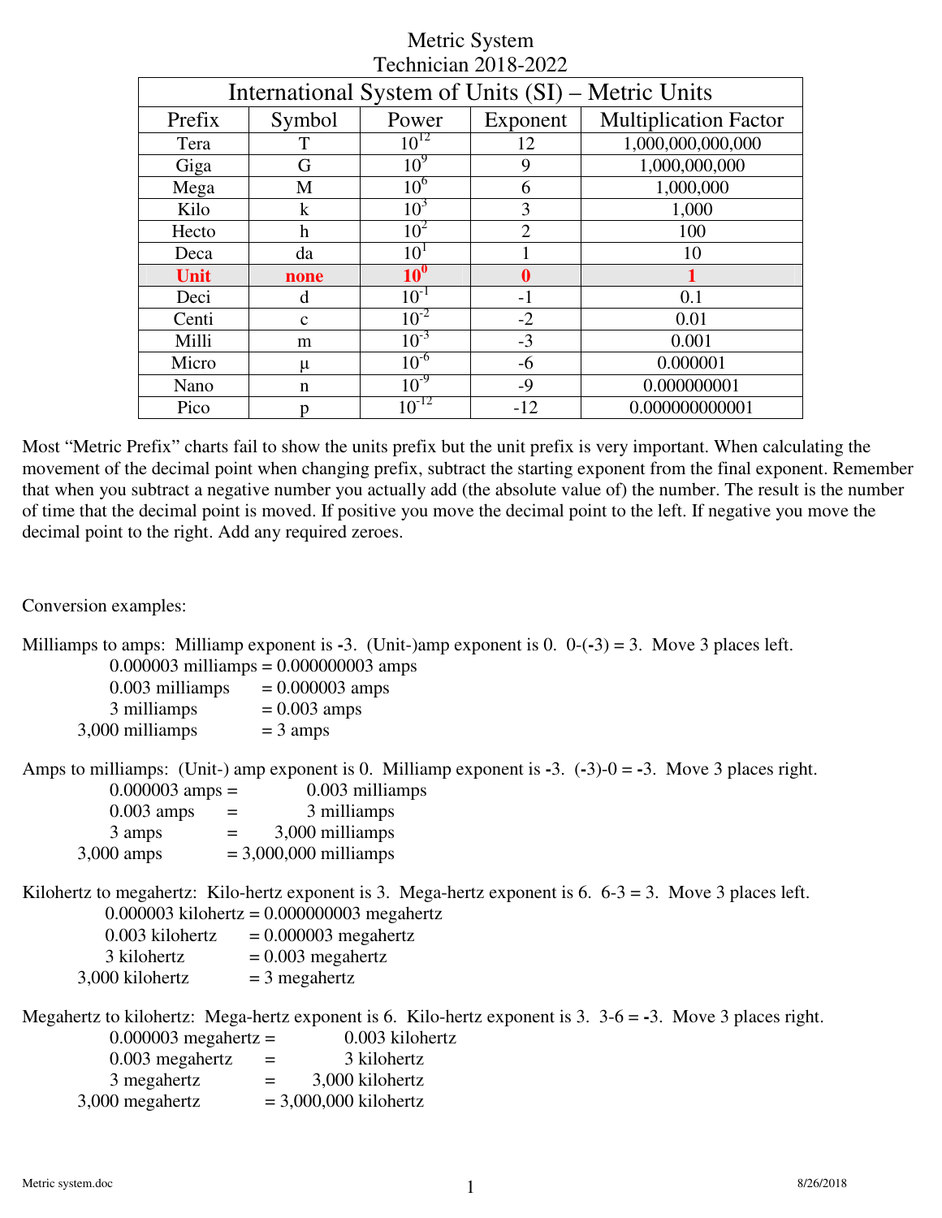# Metric System
## Technician 2018-2022

| International System of Units (SI) – Metric Units | | | | |
|---|---|---|---|---|
| Prefix | Symbol | Power | Exponent | Multiplication Factor |
| Tera | T | $10^{12}$ | 12 | 1,000,000,000,000 |
| Giga | G | $10^{9}$ | 9 | 1,000,000,000 |
| Mega | M | $10^{6}$ | 6 | 1,000,000 |
| Kilo | k | $10^{3}$ | 3 | 1,000 |
| Hecto | h | $10^{2}$ | 2 | 100 |
| Deca | da | $10^{1}$ | 1 | 10 |
| **Unit** | **none** | $10^{0}$ | **0** | **1** |
| Deci | d | $10^{-1}$ | -1 | 0.1 |
| Centi | c | $10^{-2}$ | -2 | 0.01 |
| Milli | m | $10^{-3}$ | -3 | 0.001 |
| Micro | µ | $10^{-6}$ | -6 | 0.000001 |
| Nano | n | $10^{-9}$ | -9 | 0.000000001 |
| Pico | p | $10^{-12}$ | -12 | 0.000000000001 |

Most "Metric Prefix" charts fail to show the units prefix but the unit prefix is very important. When calculating the movement of the decimal point when changing prefix, subtract the starting exponent from the final exponent. Remember that when you subtract a negative number you actually add (the absolute value of) the number. The result is the number of time that the decimal point is moved. If positive you move the decimal point to the left. If negative you move the decimal point to the right. Add any required zeroes.

Conversion examples:

Milliamps to amps: Milliamp exponent is -3. (Unit-)amp exponent is 0. 0-(-3) = 3. Move 3 places left.

- 0.000003 milliamps = 0.000000003 amps
- 0.003 milliamps = 0.000003 amps
- 3 milliamps = 0.003 amps
- 3,000 milliamps = 3 amps

Amps to milliamps: (Unit-) amp exponent is 0. Milliamp exponent is -3. (-3)-0 = -3. Move 3 places right.

- 0.000003 amps = 0.003 milliamps
- 0.003 amps = 3 milliamps
- 3 amps = 3,000 milliamps
- 3,000 amps = 3,000,000 milliamps

Kilohertz to megahertz: Kilo-hertz exponent is 3. Mega-hertz exponent is 6. 6-3 = 3. Move 3 places left.

- 0.000003 kilohertz = 0.000000003 megahertz
- 0.003 kilohertz = 0.000003 megahertz
- 3 kilohertz = 0.003 megahertz
- 3,000 kilohertz = 3 megahertz

Megahertz to kilohertz: Mega-hertz exponent is 6. Kilo-hertz exponent is 3. 3-6 = -3. Move 3 places right.

- 0.000003 megahertz = 0.003 kilohertz
- 0.003 megahertz = 3 kilohertz
- 3 megahertz = 3,000 kilohertz
- 3,000 megahertz = 3,000,000 kilohertz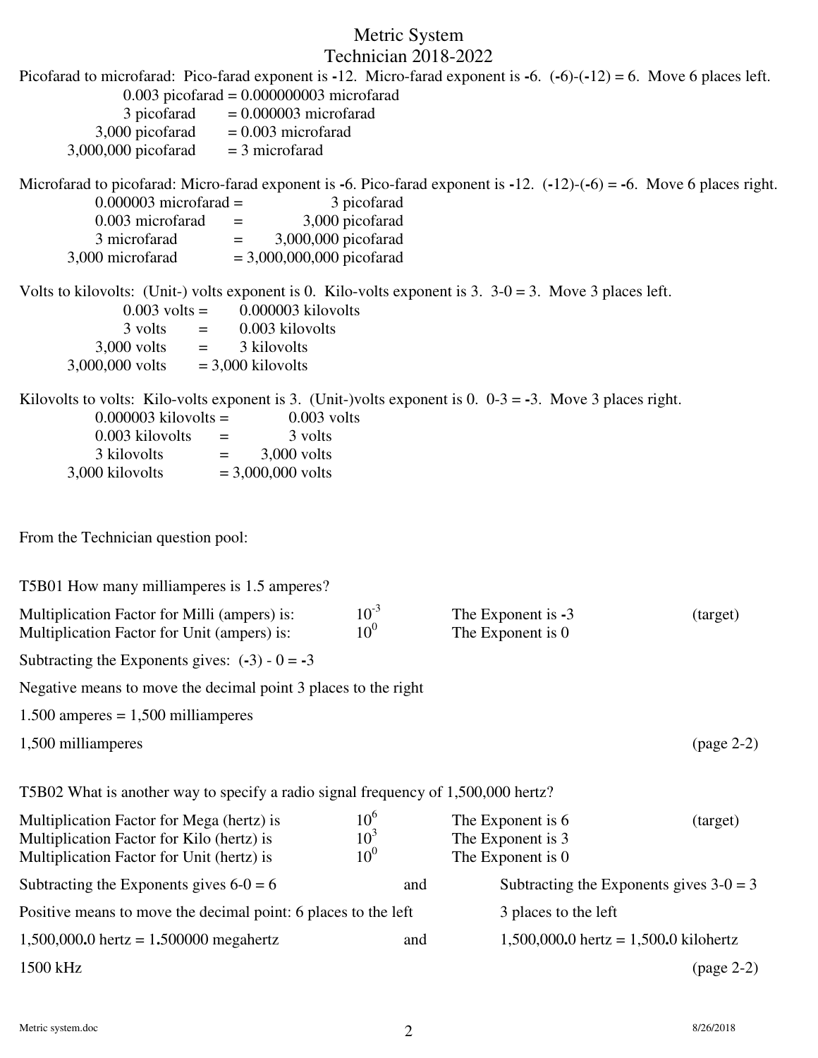# Metric System
## Technician 2018-2022

Picofarad to microfarad: Pico-farad exponent is **-**12. Micro-farad exponent is **-**6. (**-**6)-(**-**12) = 6. Move 6 places left.

| | | |
|---|---|---|
| 0.003 picofarad | = | 0.000000003 microfarad |
| 3 picofarad | = | 0.000003 microfarad |
| 3,000 picofarad | = | 0.003 microfarad |
| 3,000,000 picofarad | = | 3 microfarad |

Microfarad to picofarad: Micro-farad exponent is **-**6. Pico-farad exponent is **-**12. (**-**12)-(**-**6) = **-**6. Move 6 places right.

| | | |
|---|---|---|
| 0.000003 microfarad | = | 3 picofarad |
| 0.003 microfarad | = | 3,000 picofarad |
| 3 microfarad | = | 3,000,000 picofarad |
| 3,000 microfarad | = | 3,000,000,000 picofarad |

Volts to kilovolts: (Unit-) volts exponent is 0. Kilo-volts exponent is 3. 3-0 = 3. Move 3 places left.

| | | |
|---|---|---|
| 0.003 volts | = | 0.000003 kilovolts |
| 3 volts | = | 0.003 kilovolts |
| 3,000 volts | = | 3 kilovolts |
| 3,000,000 volts | = | 3,000 kilovolts |

Kilovolts to volts: Kilo-volts exponent is 3. (Unit-)volts exponent is 0. 0-3 = **-**3. Move 3 places right.

| | | |
|---|---|---|
| 0.000003 kilovolts | = | 0.003 volts |
| 0.003 kilovolts | = | 3 volts |
| 3 kilovolts | = | 3,000 volts |
| 3,000 kilovolts | = | 3,000,000 volts |

From the Technician question pool:

T5B01 How many milliamperes is 1.5 amperes?

| | | | |
|---|---|---|---|
| Multiplication Factor for Milli (ampers) is: | $10^{-3}$ | The Exponent is **-**3 | (target) |
| Multiplication Factor for Unit (ampers) is: | $10^{0}$ | The Exponent is 0 | |

Subtracting the Exponents gives: (**-**3) - 0 = **-**3

Negative means to move the decimal point 3 places to the right

1.500 amperes = 1,500 milliamperes

1,500 milliamperes (page 2-2)

T5B02 What is another way to specify a radio signal frequency of 1,500,000 hertz?

| | | | |
|---|---|---|---|
| Multiplication Factor for Mega (hertz) is | $10^{6}$ | The Exponent is 6 | (target) |
| Multiplication Factor for Kilo (hertz) is | $10^{3}$ | The Exponent is 3 | |
| Multiplication Factor for Unit (hertz) is | $10^{0}$ | The Exponent is 0 | |

Subtracting the Exponents gives 6-0 = 6 and Subtracting the Exponents gives 3-0 = 3

Positive means to move the decimal point: 6 places to the left and 3 places to the left

1,500,000**.**0 hertz = 1**.**500000 megahertz and 1,500,000**.**0 hertz = 1,500**.**0 kilohertz

1500 kHz (page 2-2)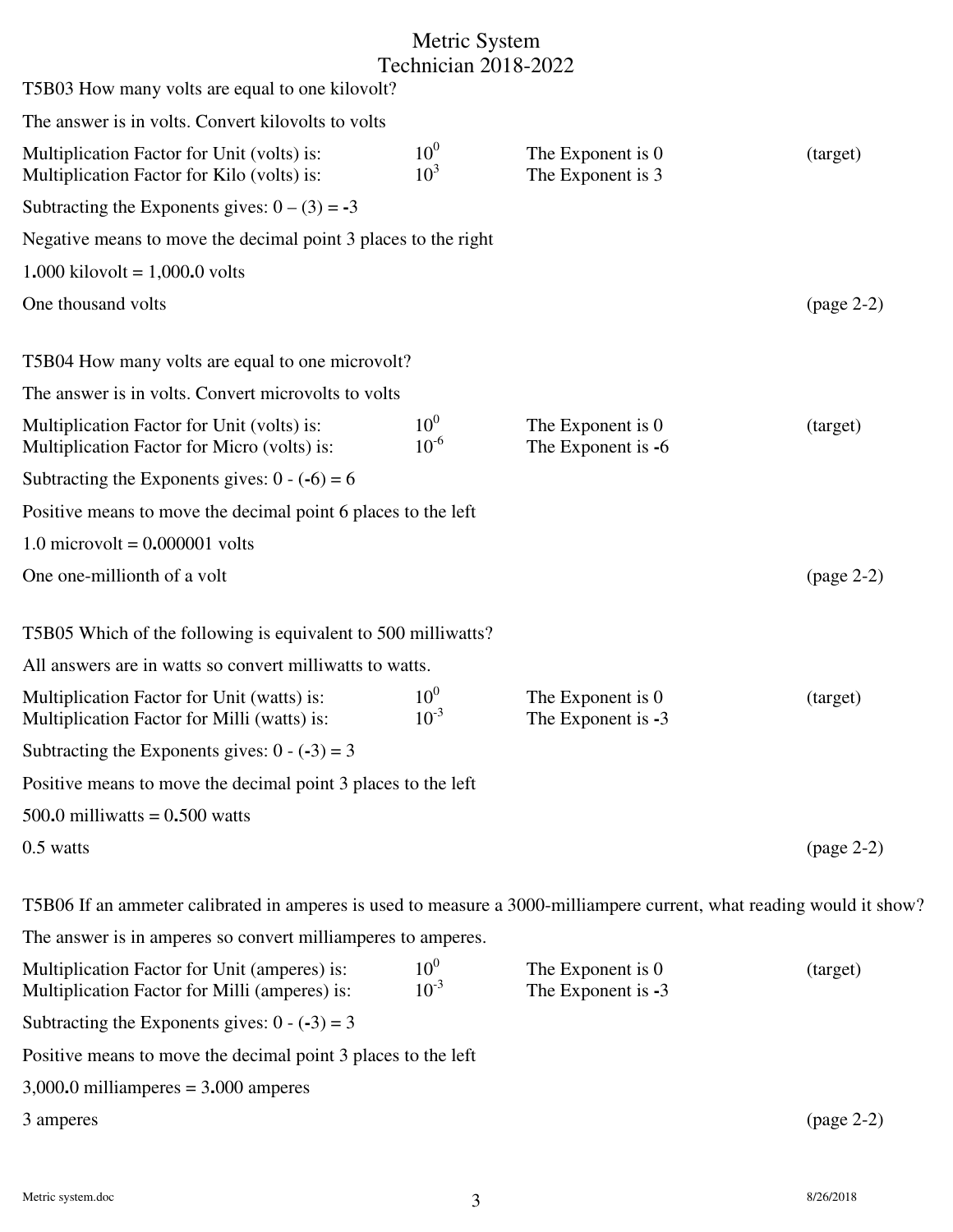# Metric System
## Technician 2018-2022

T5B03 How many volts are equal to one kilovolt?

The answer is in volts. Convert kilovolts to volts

| | | | |
|---|---|---|---|
| Multiplication Factor for Unit (volts) is: | $10^0$ | The Exponent is 0 | (target) |
| Multiplication Factor for Kilo (volts) is: | $10^3$ | The Exponent is 3 | |

Subtracting the Exponents gives: 0 – (3) = **-**3

Negative means to move the decimal point 3 places to the right

1**.**000 kilovolt = 1,000**.**0 volts

One thousand volts (page 2-2)

T5B04 How many volts are equal to one microvolt?

The answer is in volts. Convert microvolts to volts

| | | | |
|---|---|---|---|
| Multiplication Factor for Unit (volts) is: | $10^0$ | The Exponent is 0 | (target) |
| Multiplication Factor for Micro (volts) is: | $10^{-6}$ | The Exponent is **-**6 | |

Subtracting the Exponents gives: 0 - (**-**6) = 6

Positive means to move the decimal point 6 places to the left

1.0 microvolt = 0**.**000001 volts

One one-millionth of a volt (page 2-2)

T5B05 Which of the following is equivalent to 500 milliwatts?

All answers are in watts so convert milliwatts to watts.

| | | | |
|---|---|---|---|
| Multiplication Factor for Unit (watts) is: | $10^0$ | The Exponent is 0 | (target) |
| Multiplication Factor for Milli (watts) is: | $10^{-3}$ | The Exponent is **-**3 | |

Subtracting the Exponents gives: 0 - (**-**3) = 3

Positive means to move the decimal point 3 places to the left

500**.**0 milliwatts = 0**.**500 watts

0.5 watts (page 2-2)

T5B06 If an ammeter calibrated in amperes is used to measure a 3000-milliampere current, what reading would it show?

The answer is in amperes so convert milliamperes to amperes.

| | | | |
|---|---|---|---|
| Multiplication Factor for Unit (amperes) is: | $10^0$ | The Exponent is 0 | (target) |
| Multiplication Factor for Milli (amperes) is: | $10^{-3}$ | The Exponent is **-**3 | |

Subtracting the Exponents gives: 0 - (**-**3) = 3

Positive means to move the decimal point 3 places to the left

3,000**.**0 milliamperes = 3**.**000 amperes

3 amperes (page 2-2)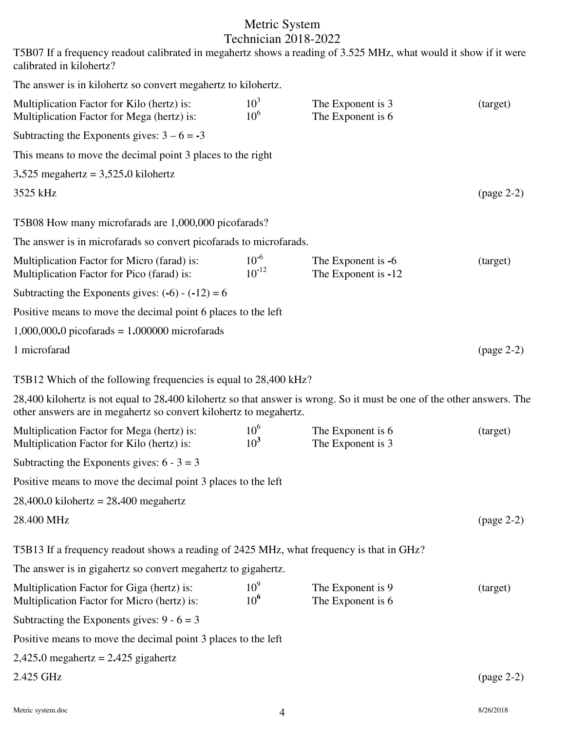# Metric System
## Technician 2018-2022

T5B07 If a frequency readout calibrated in megahertz shows a reading of 3.525 MHz, what would it show if it were calibrated in kilohertz?

The answer is in kilohertz so convert megahertz to kilohertz.

| | | | |
|---|---|---|---|
| Multiplication Factor for Kilo (hertz) is: | $10^3$ | The Exponent is 3 | (target) |
| Multiplication Factor for Mega (hertz) is: | $10^6$ | The Exponent is 6 | |

Subtracting the Exponents gives: 3 – 6 = **-**3

This means to move the decimal point 3 places to the right

3**.**525 megahertz = 3,525**.**0 kilohertz

3525 kHz (page 2-2)

T5B08 How many microfarads are 1,000,000 picofarads?

The answer is in microfarads so convert picofarads to microfarads.

| | | | |
|---|---|---|---|
| Multiplication Factor for Micro (farad) is: | $10^{-6}$ | The Exponent is **-**6 | (target) |
| Multiplication Factor for Pico (farad) is: | $10^{-12}$ | The Exponent is **-**12 | |

Subtracting the Exponents gives: (**-**6) - (**-**12) = 6

Positive means to move the decimal point 6 places to the left

1,000,000**.**0 picofarads = 1**.**000000 microfarads

1 microfarad (page 2-2)

T5B12 Which of the following frequencies is equal to 28,400 kHz?

28,400 kilohertz is not equal to 28**.**400 kilohertz so that answer is wrong. So it must be one of the other answers. The other answers are in megahertz so convert kilohertz to megahertz.

| | | | |
|---|---|---|---|
| Multiplication Factor for Mega (hertz) is: | $10^6$ | The Exponent is 6 | (target) |
| Multiplication Factor for Kilo (hertz) is: | $10^{\mathbf{3}}$ | The Exponent is 3 | |

Subtracting the Exponents gives: 6 - 3 = 3

Positive means to move the decimal point 3 places to the left

28,400**.**0 kilohertz = 28**.**400 megahertz

28.400 MHz (page 2-2)

T5B13 If a frequency readout shows a reading of 2425 MHz, what frequency is that in GHz?

The answer is in gigahertz so convert megahertz to gigahertz.

| | | | |
|---|---|---|---|
| Multiplication Factor for Giga (hertz) is: | $10^9$ | The Exponent is 9 | (target) |
| Multiplication Factor for Micro (hertz) is: | $10^{\mathbf{6}}$ | The Exponent is 6 | |

Subtracting the Exponents gives: 9 - 6 = 3

Positive means to move the decimal point 3 places to the left

2,425**.**0 megahertz = 2**.**425 gigahertz

2.425 GHz (page 2-2)